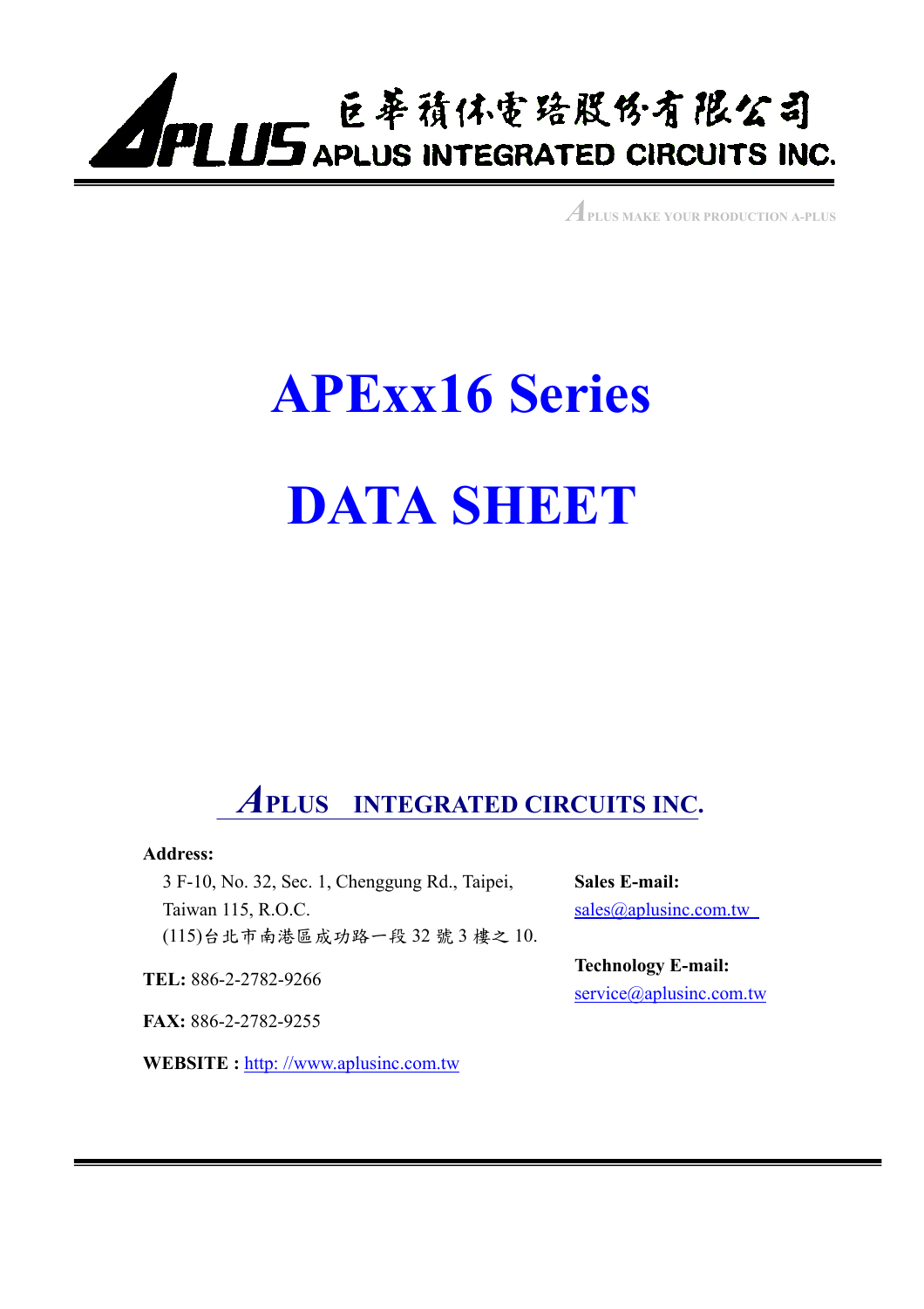巨華積体電路股份有限公司
APLUS INTEGRATED CIRCUITS INC.

APLUS MAKE YOUR PRODUCTION A-PLUS

# APExx16 Series

# DATA SHEET

## APLUS INTEGRATED CIRCUITS INC.

**Address:**

3 F-10, No. 32, Sec. 1, Chenggung Rd., Taipei,
Taiwan 115, R.O.C.
(115)台北市南港區成功路一段 32 號 3 樓之 10.

**TEL:** 886-2-2782-9266

**FAX:** 886-2-2782-9255

**WEBSITE :** http: //www.aplusinc.com.tw

**Sales E-mail:**
sales@aplusinc.com.tw

**Technology E-mail:**
service@aplusinc.com.tw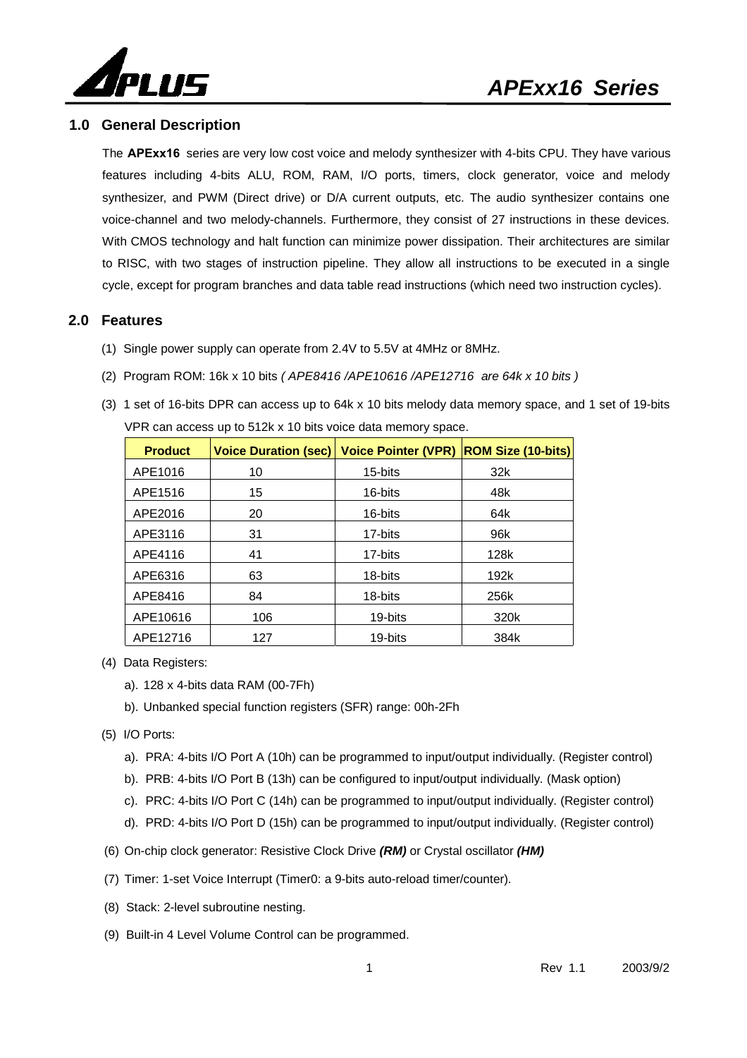## 1.0 General Description

The **APExx16** series are very low cost voice and melody synthesizer with 4-bits CPU. They have various features including 4-bits ALU, ROM, RAM, I/O ports, timers, clock generator, voice and melody synthesizer, and PWM (Direct drive) or D/A current outputs, etc. The audio synthesizer contains one voice-channel and two melody-channels. Furthermore, they consist of 27 instructions in these devices. With CMOS technology and halt function can minimize power dissipation. Their architectures are similar to RISC, with two stages of instruction pipeline. They allow all instructions to be executed in a single cycle, except for program branches and data table read instructions (which need two instruction cycles).

## 2.0 Features

(1) Single power supply can operate from 2.4V to 5.5V at 4MHz or 8MHz.

(2) Program ROM: 16k x 10 bits *( APE8416 /APE10616 /APE12716 are 64k x 10 bits )*

(3) 1 set of 16-bits DPR can access up to 64k x 10 bits melody data memory space, and 1 set of 19-bits VPR can access up to 512k x 10 bits voice data memory space.

| Product | Voice Duration (sec) | Voice Pointer (VPR) | ROM Size (10-bits) |
|---|---|---|---|
| APE1016 | 10 | 15-bits | 32k |
| APE1516 | 15 | 16-bits | 48k |
| APE2016 | 20 | 16-bits | 64k |
| APE3116 | 31 | 17-bits | 96k |
| APE4116 | 41 | 17-bits | 128k |
| APE6316 | 63 | 18-bits | 192k |
| APE8416 | 84 | 18-bits | 256k |
| APE10616 | 106 | 19-bits | 320k |
| APE12716 | 127 | 19-bits | 384k |

(4) Data Registers:

a). 128 x 4-bits data RAM (00-7Fh)

b). Unbanked special function registers (SFR) range: 00h-2Fh

(5) I/O Ports:

a). PRA: 4-bits I/O Port A (10h) can be programmed to input/output individually. (Register control)

b). PRB: 4-bits I/O Port B (13h) can be configured to input/output individually. (Mask option)

c). PRC: 4-bits I/O Port C (14h) can be programmed to input/output individually. (Register control)

d). PRD: 4-bits I/O Port D (15h) can be programmed to input/output individually. (Register control)

(6) On-chip clock generator: Resistive Clock Drive ***(RM)*** or Crystal oscillator ***(HM)***

(7) Timer: 1-set Voice Interrupt (Timer0: a 9-bits auto-reload timer/counter).

(8) Stack: 2-level subroutine nesting.

(9) Built-in 4 Level Volume Control can be programmed.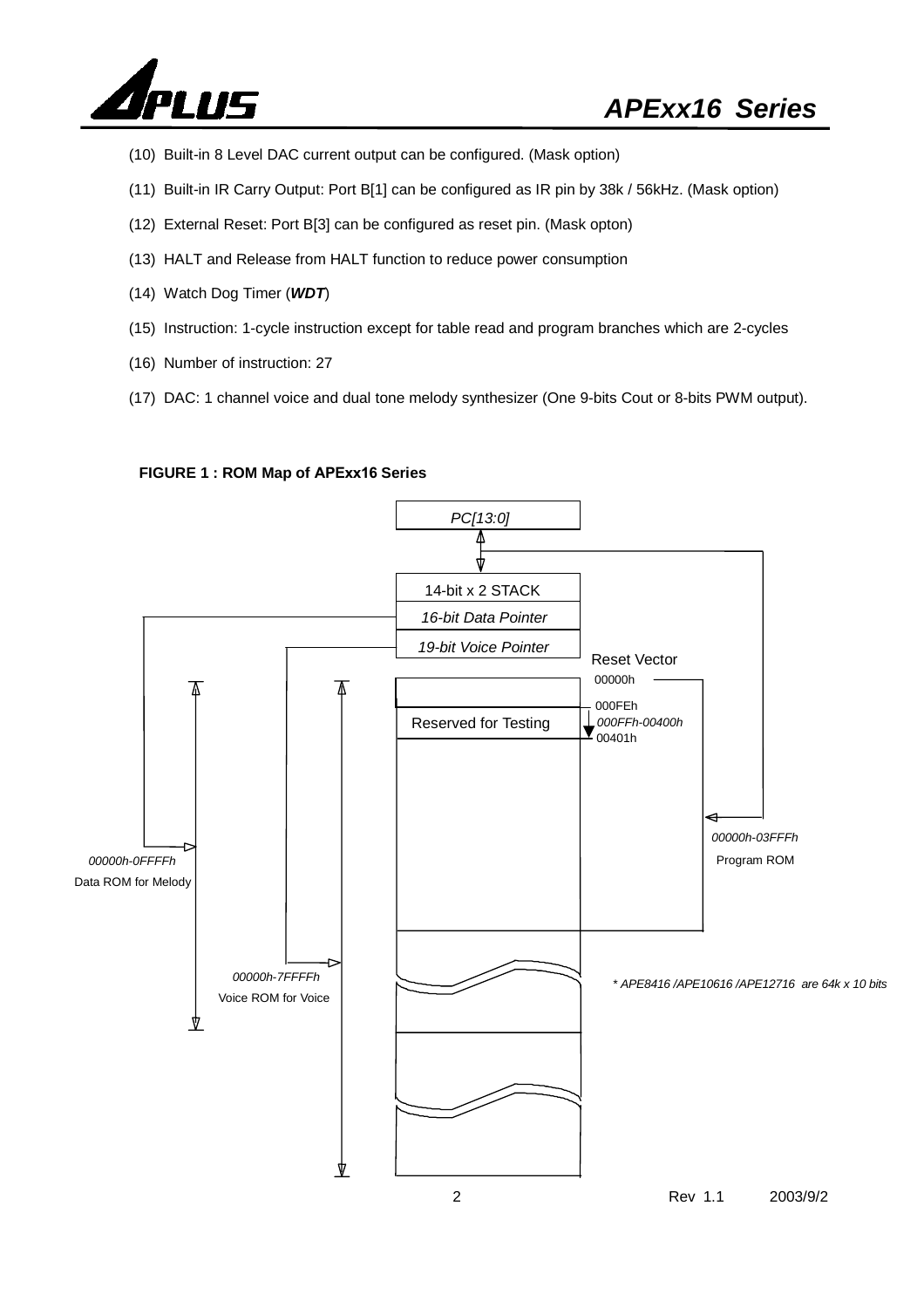(10) Built-in 8 Level DAC current output can be configured. (Mask option)

(11) Built-in IR Carry Output: Port B[1] can be configured as IR pin by 38k / 56kHz. (Mask option)

(12) External Reset: Port B[3] can be configured as reset pin. (Mask opton)

(13) HALT and Release from HALT function to reduce power consumption

(14) Watch Dog Timer (***WDT***)

(15) Instruction: 1-cycle instruction except for table read and program branches which are 2-cycles

(16) Number of instruction: 27

(17) DAC: 1 channel voice and dual tone melody synthesizer (One 9-bits Cout or 8-bits PWM output).

**FIGURE 1 : ROM Map of APExx16 Series**

*PC[13:0]*

14-bit x 2 STACK

*16-bit Data Pointer*

*19-bit Voice Pointer*

Reset Vector

00000h

000FEh

Reserved for Testing

*000FFh-00400h*

00401h

*00000h-03FFFh*

Program ROM

*00000h-0FFFFh*

Data ROM for Melody

*00000h-7FFFFh*

Voice ROM for Voice

** APE8416 /APE10616 /APE12716 are 64k x 10 bits*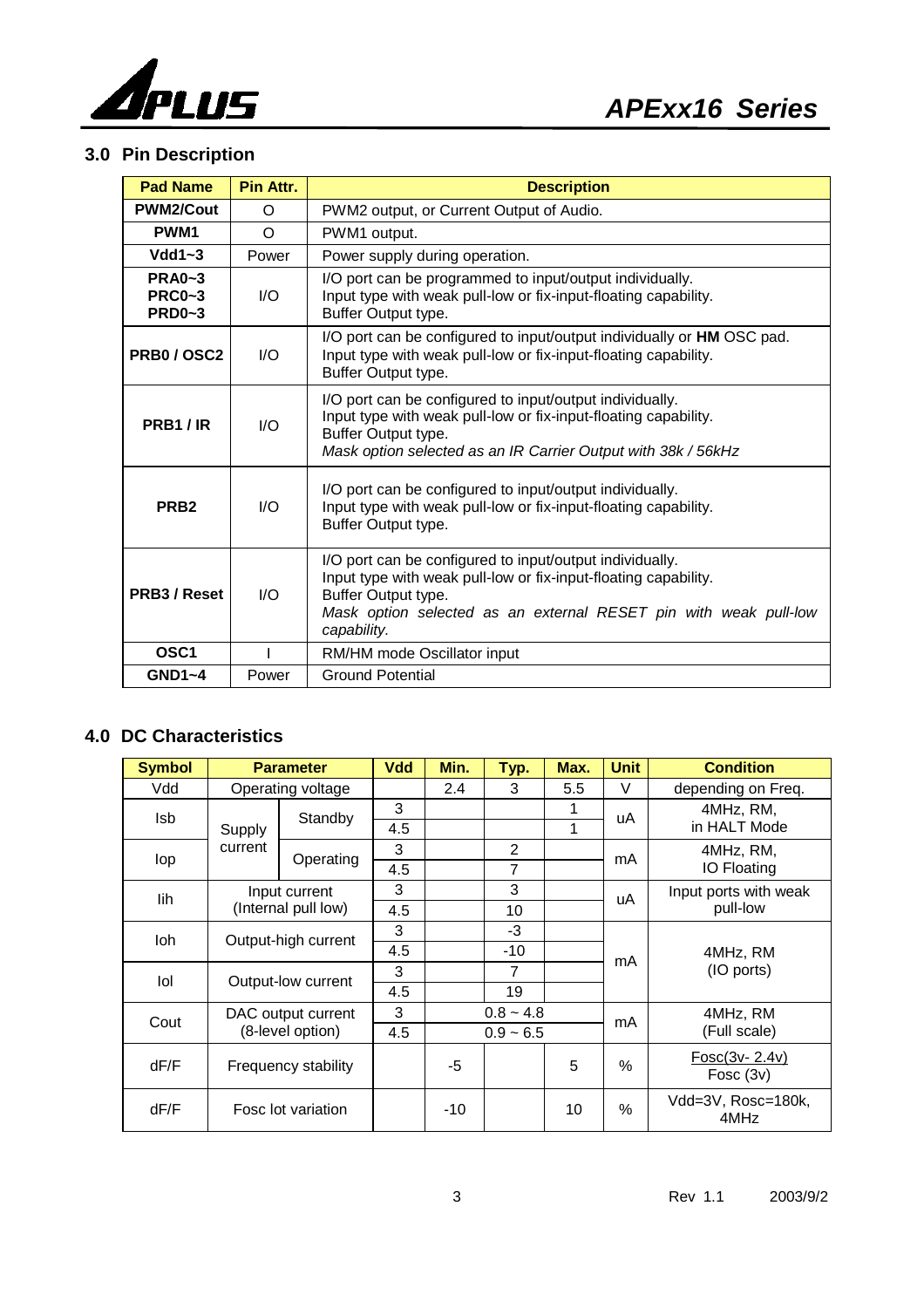## 3.0 Pin Description

| Pad Name | Pin Attr. | Description |
|---|---|---|
| **PWM2/Cout** | O | PWM2 output, or Current Output of Audio. |
| **PWM1** | O | PWM1 output. |
| **Vdd1~3** | Power | Power supply during operation. |
| **PRA0~3 PRC0~3 PRD0~3** | I/O | I/O port can be programmed to input/output individually. Input type with weak pull-low or fix-input-floating capability. Buffer Output type. |
| **PRB0 / OSC2** | I/O | I/O port can be configured to input/output individually or **HM** OSC pad. Input type with weak pull-low or fix-input-floating capability. Buffer Output type. |
| **PRB1 / IR** | I/O | I/O port can be configured to input/output individually. Input type with weak pull-low or fix-input-floating capability. Buffer Output type. *Mask option selected as an IR Carrier Output with 38k / 56kHz* |
| **PRB2** | I/O | I/O port can be configured to input/output individually. Input type with weak pull-low or fix-input-floating capability. Buffer Output type. |
| **PRB3 / Reset** | I/O | I/O port can be configured to input/output individually. Input type with weak pull-low or fix-input-floating capability. Buffer Output type. *Mask option selected as an external RESET pin with weak pull-low capability.* |
| **OSC1** | I | RM/HM mode Oscillator input |
| **GND1~4** | Power | Ground Potential |

## 4.0 DC Characteristics

| Symbol | Parameter | | Vdd | Min. | Typ. | Max. | Unit | Condition |
|---|---|---|---|---|---|---|---|---|
| Vdd | Operating voltage | | | 2.4 | 3 | 5.5 | V | depending on Freq. |
| Isb | Supply current | Standby | 3 | | | 1 | uA | 4MHz, RM, in HALT Mode |
| | | | 4.5 | | | 1 | | |
| Iop | | Operating | 3 | | 2 | | mA | 4MHz, RM, IO Floating |
| | | | 4.5 | | 7 | | | |
| Iih | Input current (Internal pull low) | | 3 | | 3 | | uA | Input ports with weak pull-low |
| | | | 4.5 | | 10 | | | |
| Ioh | Output-high current | | 3 | | -3 | | mA | 4MHz, RM (IO ports) |
| | | | 4.5 | | -10 | | | |
| Iol | Output-low current | | 3 | | 7 | | | |
| | | | 4.5 | | 19 | | | |
| Cout | DAC output current (8-level option) | | 3 | 0.8 ~ 4.8 | | | mA | 4MHz, RM (Full scale) |
| | | | 4.5 | 0.9 ~ 6.5 | | | | |
| dF/F | Frequency stability | | | -5 | | 5 | % | Fosc(3v- 2.4v) / Fosc (3v) |
| dF/F | Fosc lot variation | | | -10 | | 10 | % | Vdd=3V, Rosc=180k, 4MHz |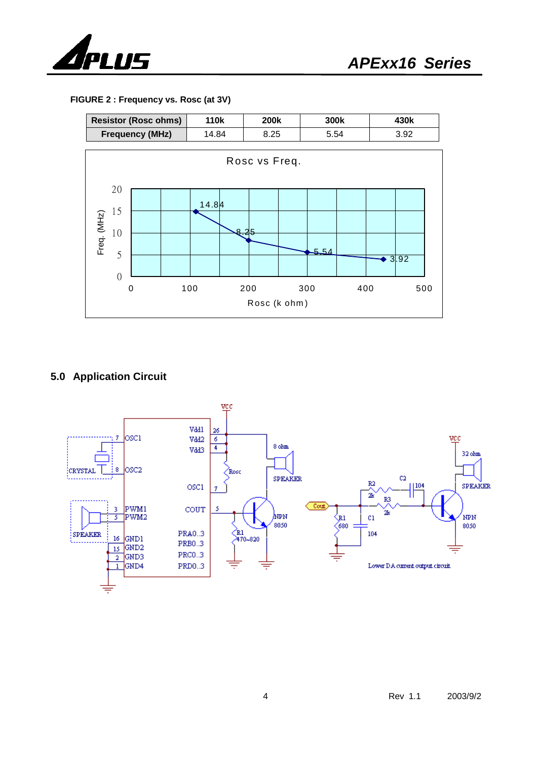**FIGURE 2 : Frequency vs. Rosc (at 3V)**

| Resistor (Rosc ohms) | 110k | 200k | 300k | 430k |
|---|---|---|---|---|
| Frequency (MHz) | 14.84 | 8.25 | 5.54 | 3.92 |

Rosc vs Freq.

## 5.0 Application Circuit

Lower DA current output circuit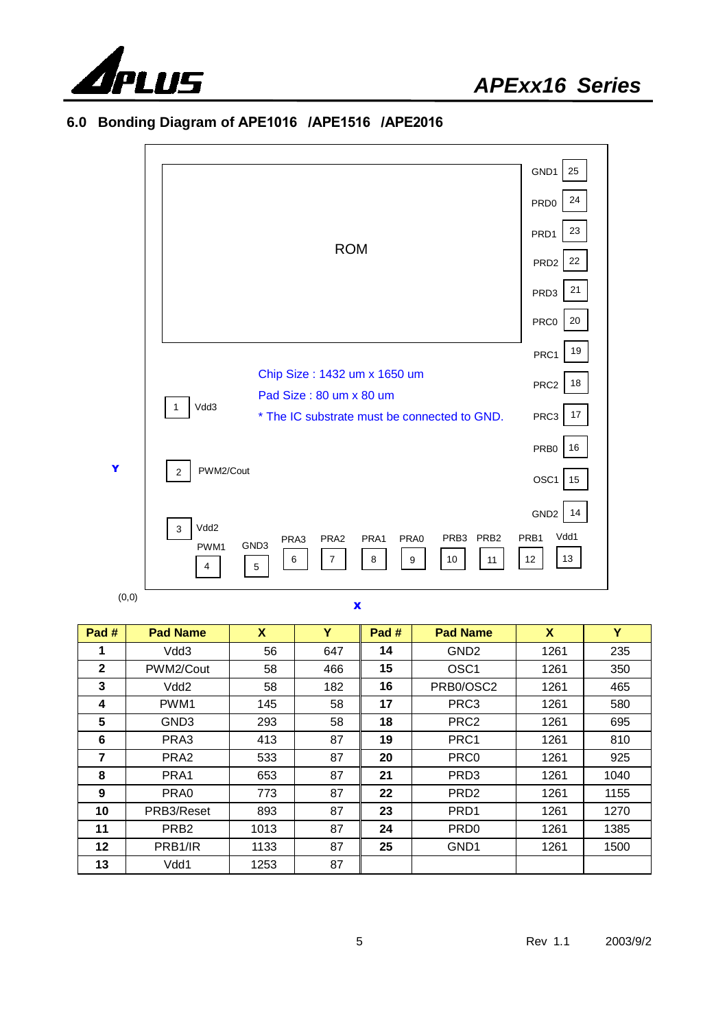## 6.0 Bonding Diagram of APE1016 /APE1516 /APE2016

ROM

Chip Size : 1432 um x 1650 um

Pad Size : 80 um x 80 um

* The IC substrate must be connected to GND.

GND1 25, PRD0 24, PRD1 23, PRD2 22, PRD3 21, PRC0 20, PRC1 19, PRC2 18, PRC3 17, PRB0 16, OSC1 15, GND2 14

1 Vdd3, 2 PWM2/Cout, 3 Vdd2, PWM1 4, GND3 5, PRA3 6, PRA2 7, PRA1 8, PRA0 9, PRB3 10, PRB2 11, PRB1 12, Vdd1 13

Y

(0,0)

X

| Pad # | Pad Name | X | Y | Pad # | Pad Name | X | Y |
|---|---|---|---|---|---|---|---|
| 1 | Vdd3 | 56 | 647 | 14 | GND2 | 1261 | 235 |
| 2 | PWM2/Cout | 58 | 466 | 15 | OSC1 | 1261 | 350 |
| 3 | Vdd2 | 58 | 182 | 16 | PRB0/OSC2 | 1261 | 465 |
| 4 | PWM1 | 145 | 58 | 17 | PRC3 | 1261 | 580 |
| 5 | GND3 | 293 | 58 | 18 | PRC2 | 1261 | 695 |
| 6 | PRA3 | 413 | 87 | 19 | PRC1 | 1261 | 810 |
| 7 | PRA2 | 533 | 87 | 20 | PRC0 | 1261 | 925 |
| 8 | PRA1 | 653 | 87 | 21 | PRD3 | 1261 | 1040 |
| 9 | PRA0 | 773 | 87 | 22 | PRD2 | 1261 | 1155 |
| 10 | PRB3/Reset | 893 | 87 | 23 | PRD1 | 1261 | 1270 |
| 11 | PRB2 | 1013 | 87 | 24 | PRD0 | 1261 | 1385 |
| 12 | PRB1/IR | 1133 | 87 | 25 | GND1 | 1261 | 1500 |
| 13 | Vdd1 | 1253 | 87 | | | | |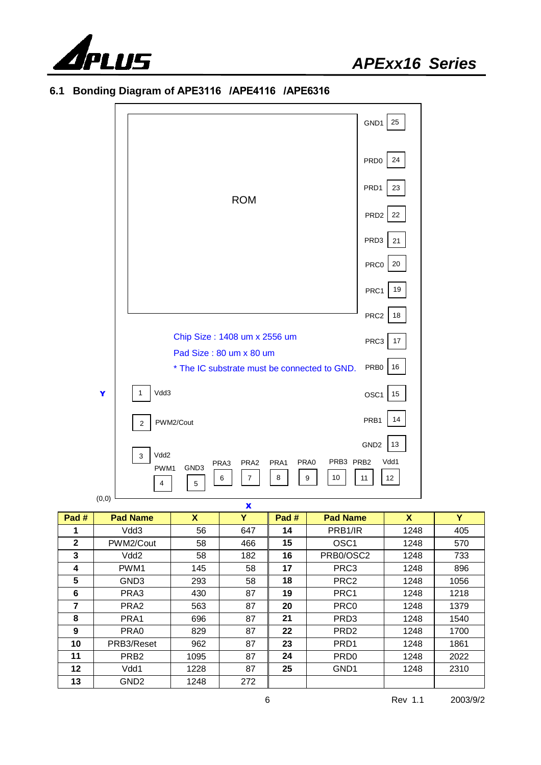## 6.1 Bonding Diagram of APE3116 /APE4116 /APE6316

ROM

Chip Size : 1408 um x 2556 um

Pad Size : 80 um x 80 um

* The IC substrate must be connected to GND.

| Pad # | Pad Name | X | Y | Pad # | Pad Name | X | Y |
|---|---|---|---|---|---|---|---|
| 1 | Vdd3 | 56 | 647 | 14 | PRB1/IR | 1248 | 405 |
| 2 | PWM2/Cout | 58 | 466 | 15 | OSC1 | 1248 | 570 |
| 3 | Vdd2 | 58 | 182 | 16 | PRB0/OSC2 | 1248 | 733 |
| 4 | PWM1 | 145 | 58 | 17 | PRC3 | 1248 | 896 |
| 5 | GND3 | 293 | 58 | 18 | PRC2 | 1248 | 1056 |
| 6 | PRA3 | 430 | 87 | 19 | PRC1 | 1248 | 1218 |
| 7 | PRA2 | 563 | 87 | 20 | PRC0 | 1248 | 1379 |
| 8 | PRA1 | 696 | 87 | 21 | PRD3 | 1248 | 1540 |
| 9 | PRA0 | 829 | 87 | 22 | PRD2 | 1248 | 1700 |
| 10 | PRB3/Reset | 962 | 87 | 23 | PRD1 | 1248 | 1861 |
| 11 | PRB2 | 1095 | 87 | 24 | PRD0 | 1248 | 2022 |
| 12 | Vdd1 | 1228 | 87 | 25 | GND1 | 1248 | 2310 |
| 13 | GND2 | 1248 | 272 | | | | |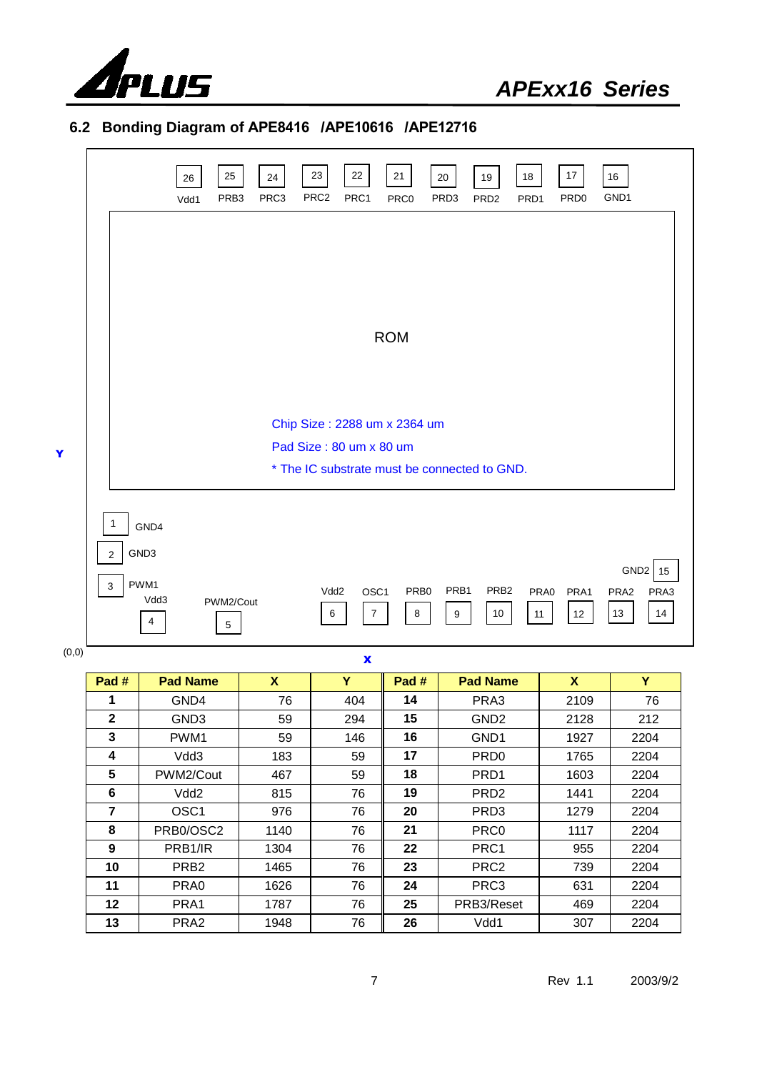## 6.2 Bonding Diagram of APE8416 /APE10616 /APE12716

26 Vdd1 | 25 PRB3 | 24 PRC3 | 23 PRC2 | 22 PRC1 | 21 PRC0 | 20 PRD3 | 19 PRD2 | 18 PRD1 | 17 PRD0 | 16 GND1

ROM

Chip Size : 2288 um x 2364 um

Pad Size : 80 um x 80 um

* The IC substrate must be connected to GND.

1 GND4

2 GND3

3 PWM1

4 Vdd3 | 5 PWM2/Cout | 6 Vdd2 | 7 OSC1 | 8 PRB0 | 9 PRB1 | 10 PRB2 | 11 PRA0 | 12 PRA1 | 13 PRA2 | 14 PRA3

15 GND2

Y

(0,0)

X

| Pad # | Pad Name | X | Y | Pad # | Pad Name | X | Y |
|---|---|---|---|---|---|---|---|
| 1 | GND4 | 76 | 404 | 14 | PRA3 | 2109 | 76 |
| 2 | GND3 | 59 | 294 | 15 | GND2 | 2128 | 212 |
| 3 | PWM1 | 59 | 146 | 16 | GND1 | 1927 | 2204 |
| 4 | Vdd3 | 183 | 59 | 17 | PRD0 | 1765 | 2204 |
| 5 | PWM2/Cout | 467 | 59 | 18 | PRD1 | 1603 | 2204 |
| 6 | Vdd2 | 815 | 76 | 19 | PRD2 | 1441 | 2204 |
| 7 | OSC1 | 976 | 76 | 20 | PRD3 | 1279 | 2204 |
| 8 | PRB0/OSC2 | 1140 | 76 | 21 | PRC0 | 1117 | 2204 |
| 9 | PRB1/IR | 1304 | 76 | 22 | PRC1 | 955 | 2204 |
| 10 | PRB2 | 1465 | 76 | 23 | PRC2 | 739 | 2204 |
| 11 | PRA0 | 1626 | 76 | 24 | PRC3 | 631 | 2204 |
| 12 | PRA1 | 1787 | 76 | 25 | PRB3/Reset | 469 | 2204 |
| 13 | PRA2 | 1948 | 76 | 26 | Vdd1 | 307 | 2204 |

Rev 1.1 2003/9/2